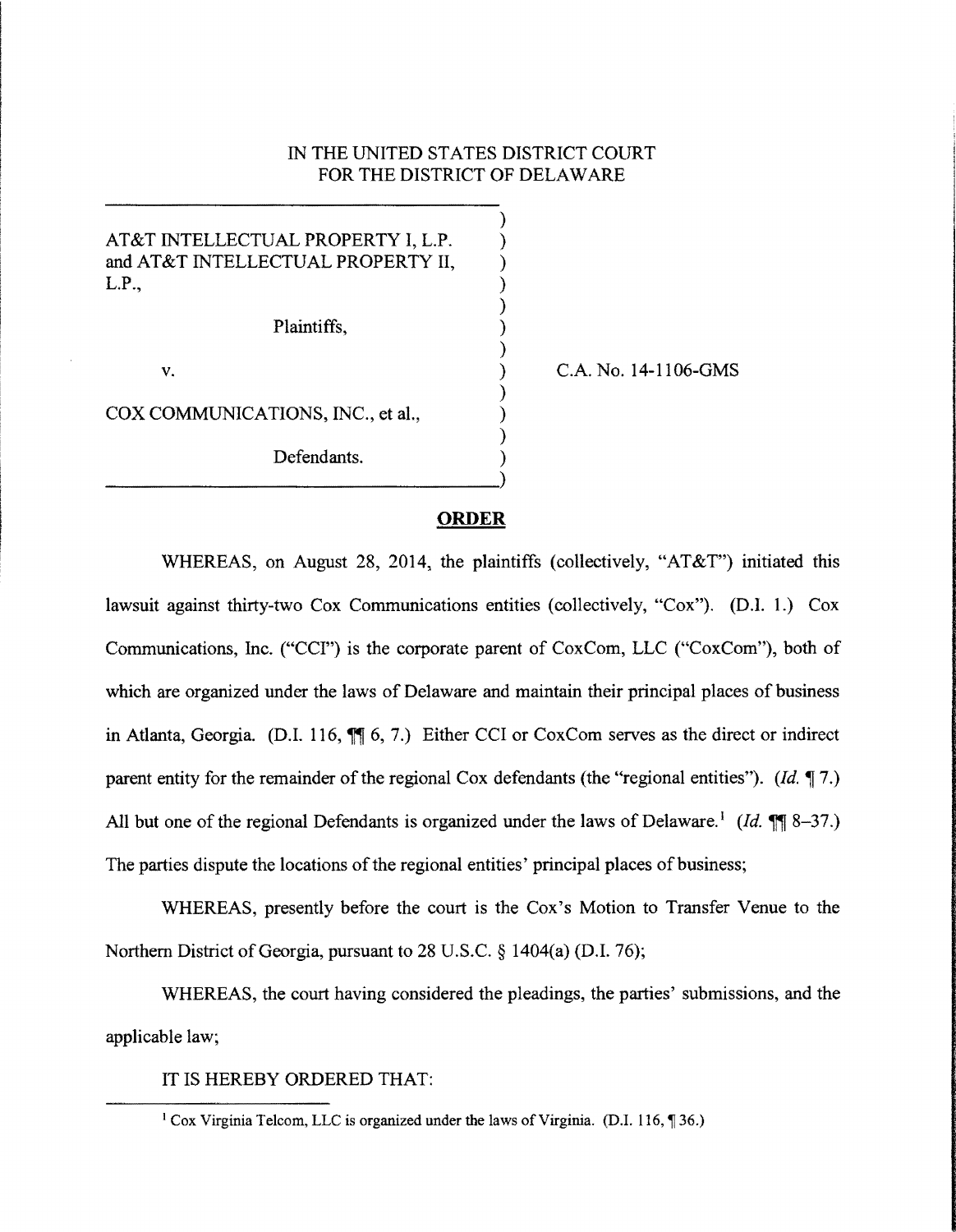IN THE UNITED STATES DISTRICT COURT
FOR THE DISTRICT OF DELAWARE

AT&T INTELLECTUAL PROPERTY I, L.P. and AT&T INTELLECTUAL PROPERTY II, L.P.,

Plaintiffs,

v.

COX COMMUNICATIONS, INC., et al.,

Defendants.

C.A. No. 14-1106-GMS

## ORDER

WHEREAS, on August 28, 2014, the plaintiffs (collectively, "AT&T") initiated this lawsuit against thirty-two Cox Communications entities (collectively, "Cox"). (D.I. 1.) Cox Communications, Inc. ("CCI") is the corporate parent of CoxCom, LLC ("CoxCom"), both of which are organized under the laws of Delaware and maintain their principal places of business in Atlanta, Georgia. (D.I. 116, ¶¶ 6, 7.) Either CCI or CoxCom serves as the direct or indirect parent entity for the remainder of the regional Cox defendants (the "regional entities"). (*Id.* ¶ 7.) All but one of the regional Defendants is organized under the laws of Delaware.[1] (*Id.* ¶¶ 8–37.) The parties dispute the locations of the regional entities' principal places of business;

WHEREAS, presently before the court is the Cox's Motion to Transfer Venue to the Northern District of Georgia, pursuant to 28 U.S.C. § 1404(a) (D.I. 76);

WHEREAS, the court having considered the pleadings, the parties' submissions, and the applicable law;

IT IS HEREBY ORDERED THAT:

[1] Cox Virginia Telcom, LLC is organized under the laws of Virginia. (D.I. 116, ¶ 36.)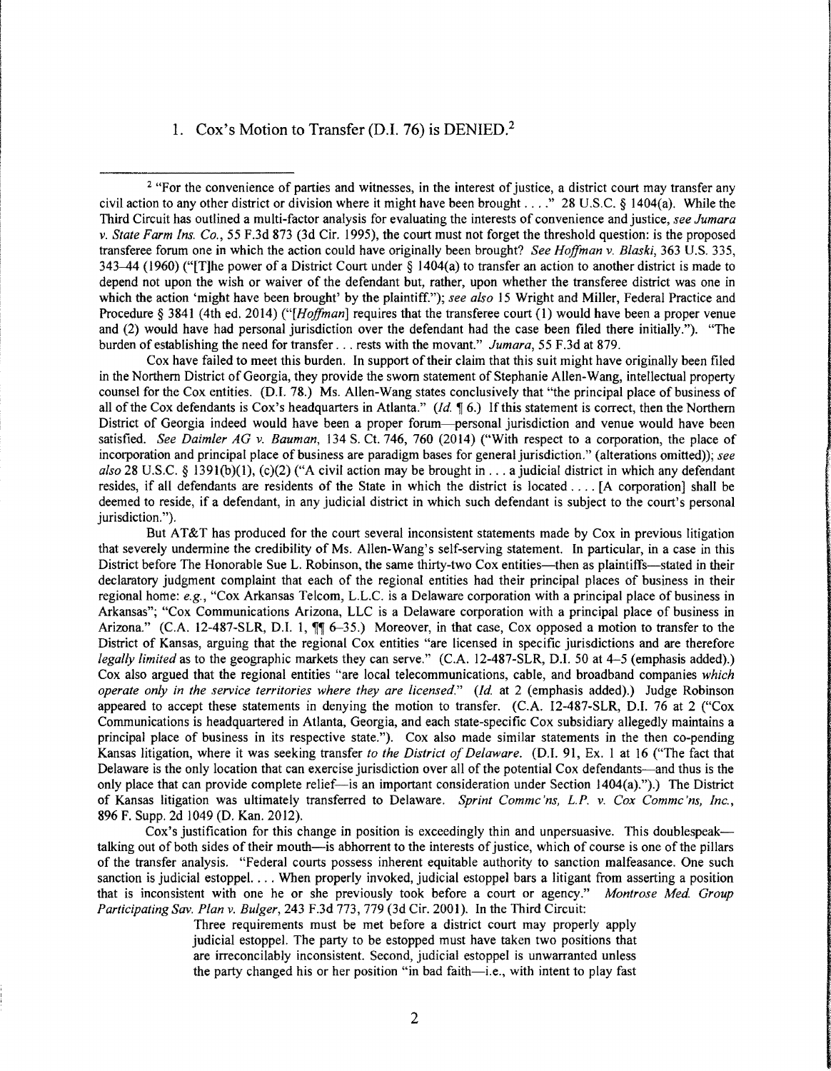1. Cox's Motion to Transfer (D.I. 76) is DENIED.[2]

---

[2] "For the convenience of parties and witnesses, in the interest of justice, a district court may transfer any civil action to any other district or division where it might have been brought . . . ." 28 U.S.C. § 1404(a). While the Third Circuit has outlined a multi-factor analysis for evaluating the interests of convenience and justice, *see Jumara v. State Farm Ins. Co.*, 55 F.3d 873 (3d Cir. 1995), the court must not forget the threshold question: is the proposed transferee forum one in which the action could have originally been brought? *See Hoffman v. Blaski*, 363 U.S. 335, 343–44 (1960) ("[T]he power of a District Court under § 1404(a) to transfer an action to another district is made to depend not upon the wish or waiver of the defendant but, rather, upon whether the transferee district was one in which the action 'might have been brought' by the plaintiff."); *see also* 15 Wright and Miller, Federal Practice and Procedure § 3841 (4th ed. 2014) ("*[Hoffman]* requires that the transferee court (1) would have been a proper venue and (2) would have had personal jurisdiction over the defendant had the case been filed there initially."). "The burden of establishing the need for transfer . . . rests with the movant." *Jumara*, 55 F.3d at 879.

Cox have failed to meet this burden. In support of their claim that this suit might have originally been filed in the Northern District of Georgia, they provide the sworn statement of Stephanie Allen-Wang, intellectual property counsel for the Cox entities. (D.I. 78.) Ms. Allen-Wang states conclusively that "the principal place of business of all of the Cox defendants is Cox's headquarters in Atlanta." (*Id.* ¶ 6.) If this statement is correct, then the Northern District of Georgia indeed would have been a proper forum—personal jurisdiction and venue would have been satisfied. *See Daimler AG v. Bauman*, 134 S. Ct. 746, 760 (2014) ("With respect to a corporation, the place of incorporation and principal place of business are paradigm bases for general jurisdiction." (alterations omitted)); *see also* 28 U.S.C. § 1391(b)(1), (c)(2) ("A civil action may be brought in . . . a judicial district in which any defendant resides, if all defendants are residents of the State in which the district is located . . . . [A corporation] shall be deemed to reside, if a defendant, in any judicial district in which such defendant is subject to the court's personal jurisdiction.").

But AT&T has produced for the court several inconsistent statements made by Cox in previous litigation that severely undermine the credibility of Ms. Allen-Wang's self-serving statement. In particular, in a case in this District before The Honorable Sue L. Robinson, the same thirty-two Cox entities—then as plaintiffs—stated in their declaratory judgment complaint that each of the regional entities had their principal places of business in their regional home: *e.g.*, "Cox Arkansas Telcom, L.L.C. is a Delaware corporation with a principal place of business in Arkansas"; "Cox Communications Arizona, LLC is a Delaware corporation with a principal place of business in Arizona." (C.A. 12-487-SLR, D.I. 1, ¶¶ 6–35.) Moreover, in that case, Cox opposed a motion to transfer to the District of Kansas, arguing that the regional Cox entities "are licensed in specific jurisdictions and are therefore *legally limited* as to the geographic markets they can serve." (C.A. 12-487-SLR, D.I. 50 at 4–5 (emphasis added).) Cox also argued that the regional entities "are local telecommunications, cable, and broadband companies *which operate only in the service territories where they are licensed*." (*Id.* at 2 (emphasis added).) Judge Robinson appeared to accept these statements in denying the motion to transfer. (C.A. 12-487-SLR, D.I. 76 at 2 ("Cox Communications is headquartered in Atlanta, Georgia, and each state-specific Cox subsidiary allegedly maintains a principal place of business in its respective state."). Cox also made similar statements in the then co-pending Kansas litigation, where it was seeking transfer *to the District of Delaware*. (D.I. 91, Ex. 1 at 16 ("The fact that Delaware is the only location that can exercise jurisdiction over all of the potential Cox defendants—and thus is the only place that can provide complete relief—is an important consideration under Section 1404(a).").) The District of Kansas litigation was ultimately transferred to Delaware. *Sprint Commc'ns, L.P. v. Cox Commc'ns, Inc.*, 896 F. Supp. 2d 1049 (D. Kan. 2012).

Cox's justification for this change in position is exceedingly thin and unpersuasive. This doublespeak—talking out of both sides of their mouth—is abhorrent to the interests of justice, which of course is one of the pillars of the transfer analysis. "Federal courts possess inherent equitable authority to sanction malfeasance. One such sanction is judicial estoppel. . . . When properly invoked, judicial estoppel bars a litigant from asserting a position that is inconsistent with one he or she previously took before a court or agency." *Montrose Med. Group Participating Sav. Plan v. Bulger*, 243 F.3d 773, 779 (3d Cir. 2001). In the Third Circuit:

> Three requirements must be met before a district court may properly apply judicial estoppel. The party to be estopped must have taken two positions that are irreconcilably inconsistent. Second, judicial estoppel is unwarranted unless the party changed his or her position "in bad faith—i.e., with intent to play fast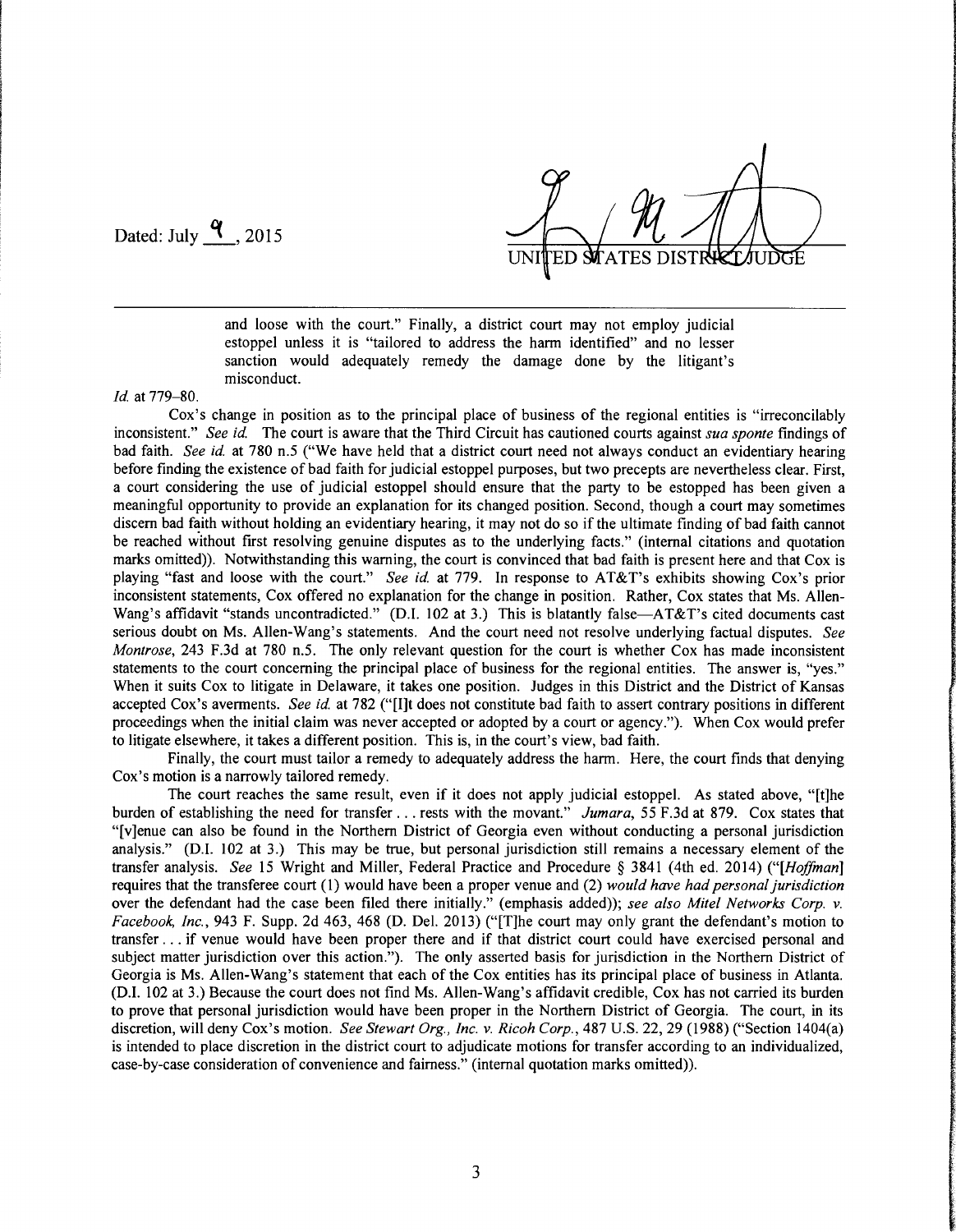Dated: July 9, 2015

UNITED STATES DISTRICT JUDGE

---

> and loose with the court." Finally, a district court may not employ judicial estoppel unless it is "tailored to address the harm identified" and no lesser sanction would adequately remedy the damage done by the litigant's misconduct.

*Id.* at 779–80.

Cox's change in position as to the principal place of business of the regional entities is "irreconcilably inconsistent." *See id.* The court is aware that the Third Circuit has cautioned courts against *sua sponte* findings of bad faith. *See id.* at 780 n.5 ("We have held that a district court need not always conduct an evidentiary hearing before finding the existence of bad faith for judicial estoppel purposes, but two precepts are nevertheless clear. First, a court considering the use of judicial estoppel should ensure that the party to be estopped has been given a meaningful opportunity to provide an explanation for its changed position. Second, though a court may sometimes discern bad faith without holding an evidentiary hearing, it may not do so if the ultimate finding of bad faith cannot be reached without first resolving genuine disputes as to the underlying facts." (internal citations and quotation marks omitted)). Notwithstanding this warning, the court is convinced that bad faith is present here and that Cox is playing "fast and loose with the court." *See id.* at 779. In response to AT&T's exhibits showing Cox's prior inconsistent statements, Cox offered no explanation for the change in position. Rather, Cox states that Ms. Allen-Wang's affidavit "stands uncontradicted." (D.I. 102 at 3.) This is blatantly false—AT&T's cited documents cast serious doubt on Ms. Allen-Wang's statements. And the court need not resolve underlying factual disputes. *See Montrose*, 243 F.3d at 780 n.5. The only relevant question for the court is whether Cox has made inconsistent statements to the court concerning the principal place of business for the regional entities. The answer is, "yes." When it suits Cox to litigate in Delaware, it takes one position. Judges in this District and the District of Kansas accepted Cox's averments. *See id.* at 782 ("[I]t does not constitute bad faith to assert contrary positions in different proceedings when the initial claim was never accepted or adopted by a court or agency."). When Cox would prefer to litigate elsewhere, it takes a different position. This is, in the court's view, bad faith.

Finally, the court must tailor a remedy to adequately address the harm. Here, the court finds that denying Cox's motion is a narrowly tailored remedy.

The court reaches the same result, even if it does not apply judicial estoppel. As stated above, "[t]he burden of establishing the need for transfer . . . rests with the movant." *Jumara*, 55 F.3d at 879. Cox states that "[v]enue can also be found in the Northern District of Georgia even without conducting a personal jurisdiction analysis." (D.I. 102 at 3.) This may be true, but personal jurisdiction still remains a necessary element of the transfer analysis. *See* 15 Wright and Miller, Federal Practice and Procedure § 3841 (4th ed. 2014) ("[*Hoffman*] requires that the transferee court (1) would have been a proper venue and (2) *would have had personal jurisdiction* over the defendant had the case been filed there initially." (emphasis added)); *see also Mitel Networks Corp. v. Facebook, Inc.*, 943 F. Supp. 2d 463, 468 (D. Del. 2013) ("[T]he court may only grant the defendant's motion to transfer . . . if venue would have been proper there and if that district court could have exercised personal and subject matter jurisdiction over this action."). The only asserted basis for jurisdiction in the Northern District of Georgia is Ms. Allen-Wang's statement that each of the Cox entities has its principal place of business in Atlanta. (D.I. 102 at 3.) Because the court does not find Ms. Allen-Wang's affidavit credible, Cox has not carried its burden to prove that personal jurisdiction would have been proper in the Northern District of Georgia. The court, in its discretion, will deny Cox's motion. *See Stewart Org., Inc. v. Ricoh Corp.*, 487 U.S. 22, 29 (1988) ("Section 1404(a) is intended to place discretion in the district court to adjudicate motions for transfer according to an individualized, case-by-case consideration of convenience and fairness." (internal quotation marks omitted)).